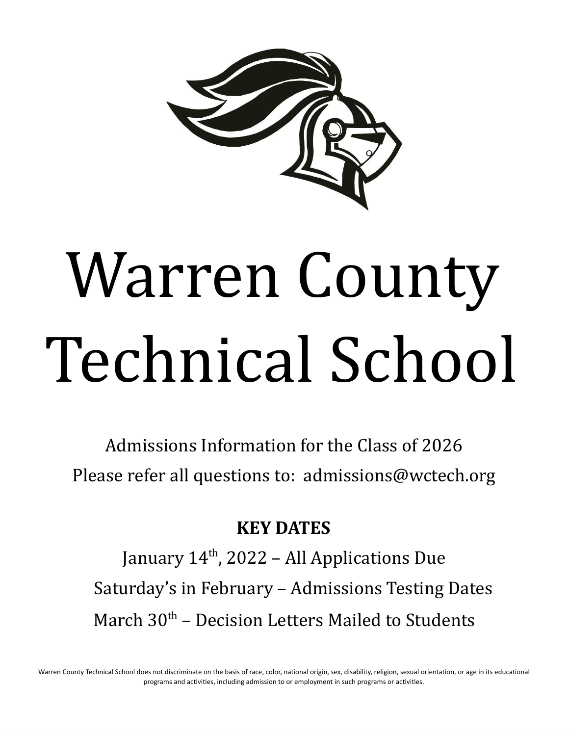# Warren County Technical School

Admissions Information for the Class of 2026

Please refer all questions to: admissions@wctech.org

**KEY DATES**

January 14th, 2022 – All Applications Due

Saturday's in February – Admissions Testing Dates

March 30th – Decision Letters Mailed to Students

Warren County Technical School does not discriminate on the basis of race, color, national origin, sex, disability, religion, sexual orientation, or age in its educational programs and activities, including admission to or employment in such programs or activities.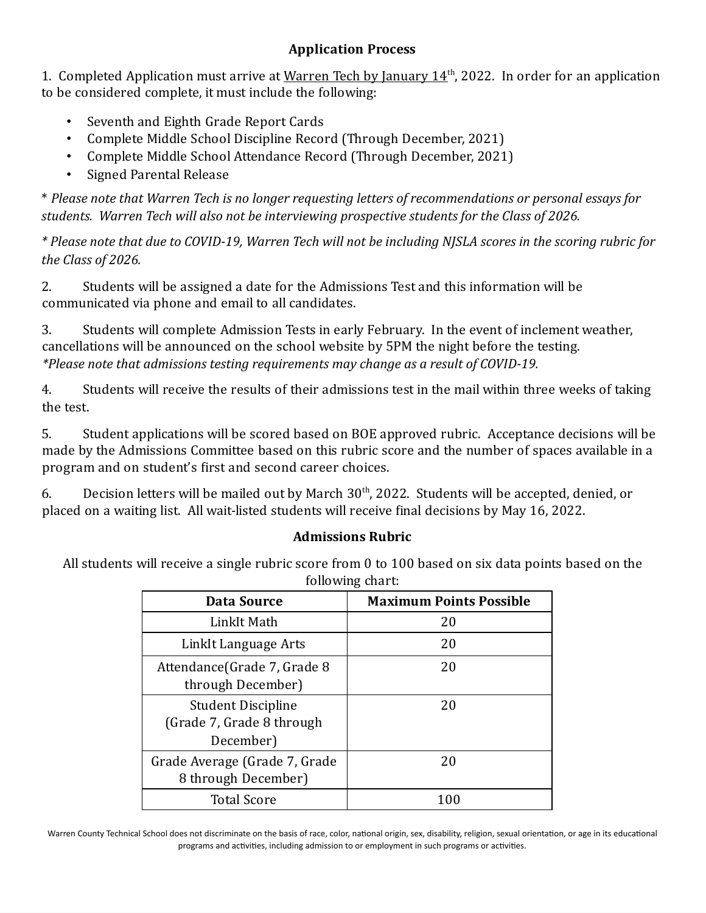## Application Process

1. Completed Application must arrive at Warren Tech by January 14th, 2022. In order for an application to be considered complete, it must include the following:

- Seventh and Eighth Grade Report Cards
- Complete Middle School Discipline Record (Through December, 2021)
- Complete Middle School Attendance Record (Through December, 2021)
- Signed Parental Release

\* *Please note that Warren Tech is no longer requesting letters of recommendations or personal essays for students. Warren Tech will also not be interviewing prospective students for the Class of 2026.*

*\* Please note that due to COVID-19, Warren Tech will not be including NJSLA scores in the scoring rubric for the Class of 2026.*

2. Students will be assigned a date for the Admissions Test and this information will be communicated via phone and email to all candidates.

3. Students will complete Admission Tests in early February. In the event of inclement weather, cancellations will be announced on the school website by 5PM the night before the testing. *\*Please note that admissions testing requirements may change as a result of COVID-19.*

4. Students will receive the results of their admissions test in the mail within three weeks of taking the test.

5. Student applications will be scored based on BOE approved rubric. Acceptance decisions will be made by the Admissions Committee based on this rubric score and the number of spaces available in a program and on student's first and second career choices.

6. Decision letters will be mailed out by March 30th, 2022. Students will be accepted, denied, or placed on a waiting list. All wait-listed students will receive final decisions by May 16, 2022.

## Admissions Rubric

All students will receive a single rubric score from 0 to 100 based on six data points based on the following chart:

| Data Source | Maximum Points Possible |
| --- | --- |
| LinkIt Math | 20 |
| LinkIt Language Arts | 20 |
| Attendance(Grade 7, Grade 8 through December) | 20 |
| Student Discipline (Grade 7, Grade 8 through December) | 20 |
| Grade Average (Grade 7, Grade 8 through December) | 20 |
| Total Score | 100 |

Warren County Technical School does not discriminate on the basis of race, color, national origin, sex, disability, religion, sexual orientation, or age in its educational programs and activities, including admission to or employment in such programs or activities.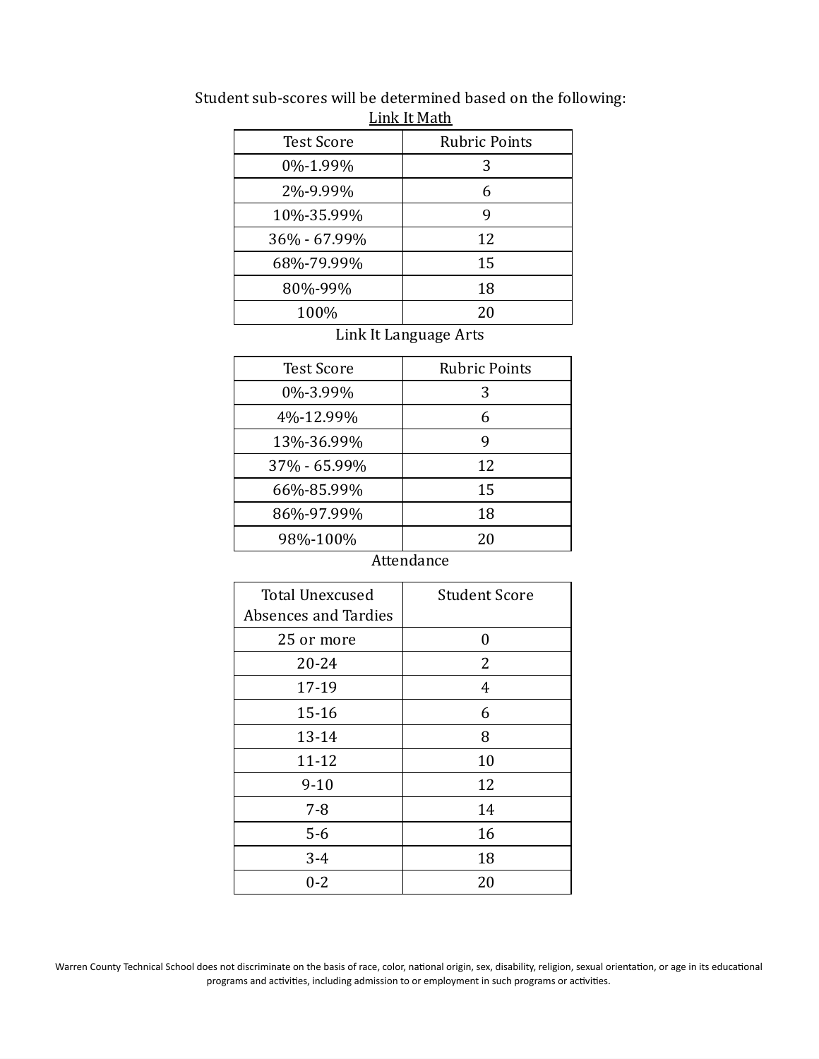Student sub-scores will be determined based on the following:

Link It Math

| Test Score | Rubric Points |
|---|---|
| 0%-1.99% | 3 |
| 2%-9.99% | 6 |
| 10%-35.99% | 9 |
| 36% - 67.99% | 12 |
| 68%-79.99% | 15 |
| 80%-99% | 18 |
| 100% | 20 |

Link It Language Arts

| Test Score | Rubric Points |
|---|---|
| 0%-3.99% | 3 |
| 4%-12.99% | 6 |
| 13%-36.99% | 9 |
| 37% - 65.99% | 12 |
| 66%-85.99% | 15 |
| 86%-97.99% | 18 |
| 98%-100% | 20 |

Attendance

| Total Unexcused Absences and Tardies | Student Score |
|---|---|
| 25 or more | 0 |
| 20-24 | 2 |
| 17-19 | 4 |
| 15-16 | 6 |
| 13-14 | 8 |
| 11-12 | 10 |
| 9-10 | 12 |
| 7-8 | 14 |
| 5-6 | 16 |
| 3-4 | 18 |
| 0-2 | 20 |

Warren County Technical School does not discriminate on the basis of race, color, national origin, sex, disability, religion, sexual orientation, or age in its educational programs and activities, including admission to or employment in such programs or activities.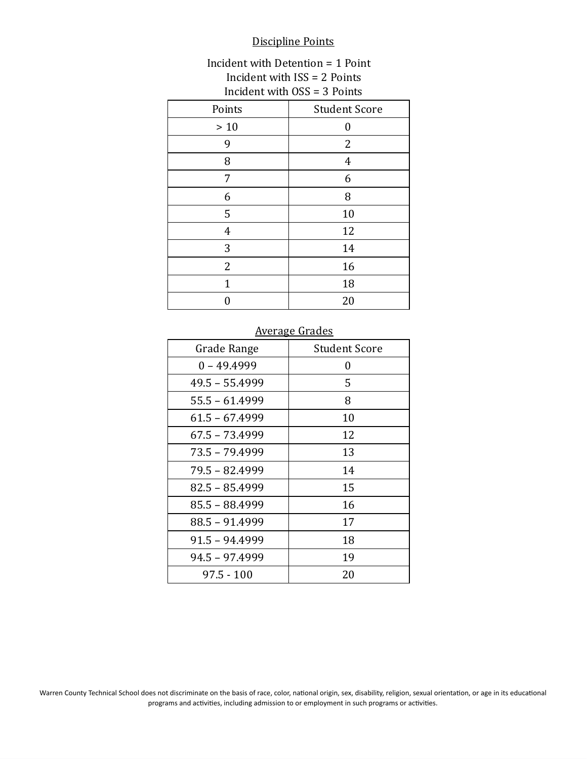## Discipline Points

Incident with Detention = 1 Point
Incident with ISS = 2 Points
Incident with OSS = 3 Points

| Points | Student Score |
|---|---|
| > 10 | 0 |
| 9 | 2 |
| 8 | 4 |
| 7 | 6 |
| 6 | 8 |
| 5 | 10 |
| 4 | 12 |
| 3 | 14 |
| 2 | 16 |
| 1 | 18 |
| 0 | 20 |

## Average Grades

| Grade Range | Student Score |
|---|---|
| 0 – 49.4999 | 0 |
| 49.5 – 55.4999 | 5 |
| 55.5 – 61.4999 | 8 |
| 61.5 – 67.4999 | 10 |
| 67.5 – 73.4999 | 12 |
| 73.5 – 79.4999 | 13 |
| 79.5 – 82.4999 | 14 |
| 82.5 – 85.4999 | 15 |
| 85.5 – 88.4999 | 16 |
| 88.5 – 91.4999 | 17 |
| 91.5 – 94.4999 | 18 |
| 94.5 – 97.4999 | 19 |
| 97.5 - 100 | 20 |

Warren County Technical School does not discriminate on the basis of race, color, national origin, sex, disability, religion, sexual orientation, or age in its educational programs and activities, including admission to or employment in such programs or activities.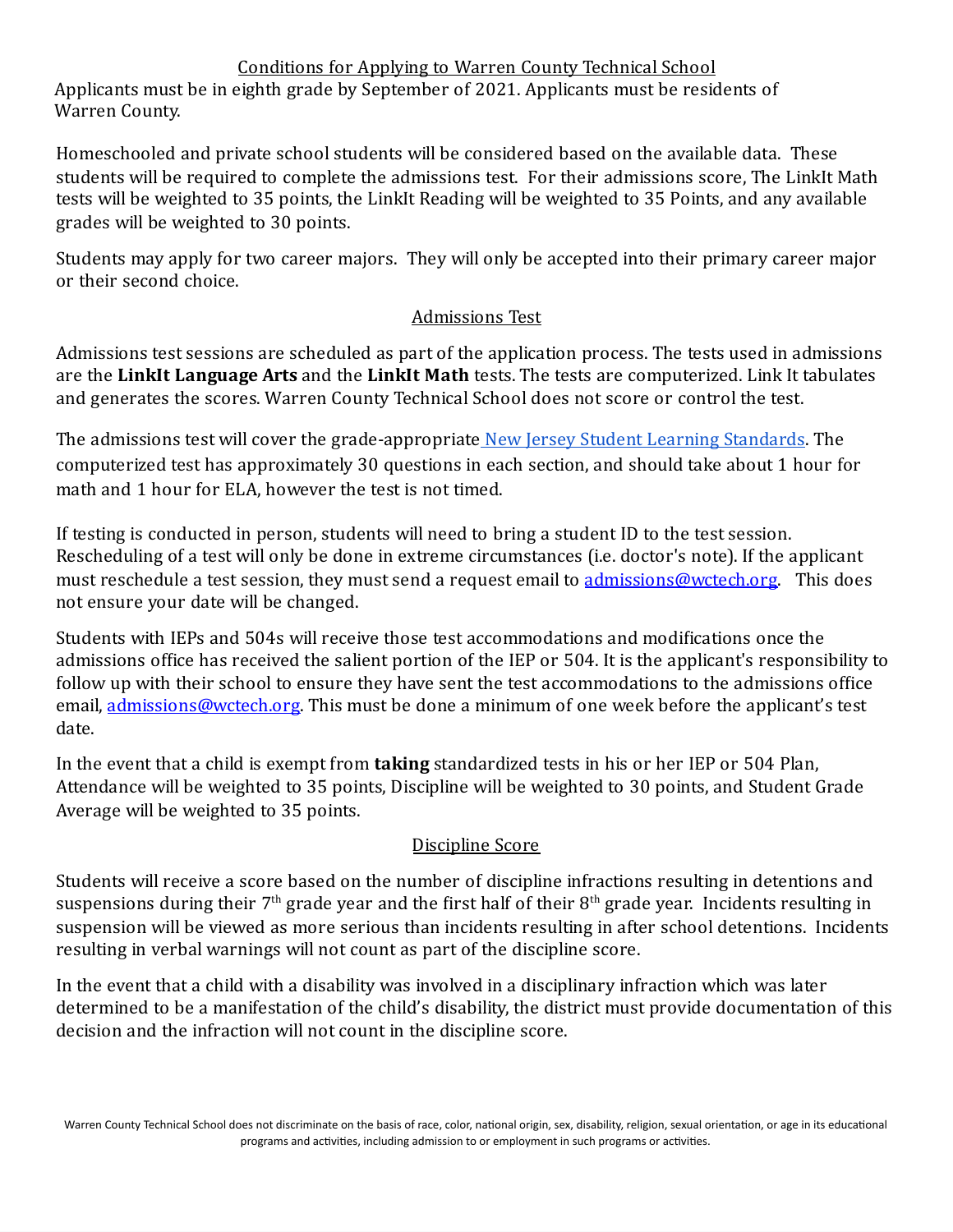## Conditions for Applying to Warren County Technical School

Applicants must be in eighth grade by September of 2021. Applicants must be residents of Warren County.

Homeschooled and private school students will be considered based on the available data. These students will be required to complete the admissions test. For their admissions score, The LinkIt Math tests will be weighted to 35 points, the LinkIt Reading will be weighted to 35 Points, and any available grades will be weighted to 30 points.

Students may apply for two career majors. They will only be accepted into their primary career major or their second choice.

## Admissions Test

Admissions test sessions are scheduled as part of the application process. The tests used in admissions are the **LinkIt Language Arts** and the **LinkIt Math** tests. The tests are computerized. Link It tabulates and generates the scores. Warren County Technical School does not score or control the test.

The admissions test will cover the grade-appropriate [New Jersey Student Learning Standards](). The computerized test has approximately 30 questions in each section, and should take about 1 hour for math and 1 hour for ELA, however the test is not timed.

If testing is conducted in person, students will need to bring a student ID to the test session. Rescheduling of a test will only be done in extreme circumstances (i.e. doctor's note). If the applicant must reschedule a test session, they must send a request email to admissions@wctech.org. This does not ensure your date will be changed.

Students with IEPs and 504s will receive those test accommodations and modifications once the admissions office has received the salient portion of the IEP or 504. It is the applicant's responsibility to follow up with their school to ensure they have sent the test accommodations to the admissions office email, admissions@wctech.org. This must be done a minimum of one week before the applicant's test date.

In the event that a child is exempt from **taking** standardized tests in his or her IEP or 504 Plan, Attendance will be weighted to 35 points, Discipline will be weighted to 30 points, and Student Grade Average will be weighted to 35 points.

## Discipline Score

Students will receive a score based on the number of discipline infractions resulting in detentions and suspensions during their 7th grade year and the first half of their 8th grade year. Incidents resulting in suspension will be viewed as more serious than incidents resulting in after school detentions. Incidents resulting in verbal warnings will not count as part of the discipline score.

In the event that a child with a disability was involved in a disciplinary infraction which was later determined to be a manifestation of the child's disability, the district must provide documentation of this decision and the infraction will not count in the discipline score.

Warren County Technical School does not discriminate on the basis of race, color, national origin, sex, disability, religion, sexual orientation, or age in its educational programs and activities, including admission to or employment in such programs or activities.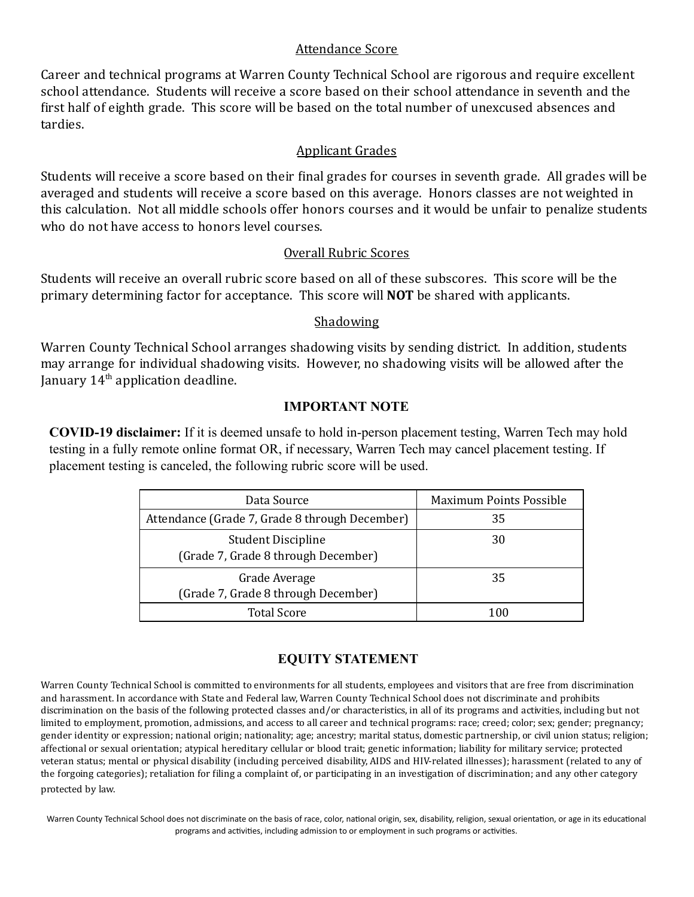## Attendance Score

Career and technical programs at Warren County Technical School are rigorous and require excellent school attendance. Students will receive a score based on their school attendance in seventh and the first half of eighth grade. This score will be based on the total number of unexcused absences and tardies.

## Applicant Grades

Students will receive a score based on their final grades for courses in seventh grade. All grades will be averaged and students will receive a score based on this average. Honors classes are not weighted in this calculation. Not all middle schools offer honors courses and it would be unfair to penalize students who do not have access to honors level courses.

## Overall Rubric Scores

Students will receive an overall rubric score based on all of these subscores. This score will be the primary determining factor for acceptance. This score will **NOT** be shared with applicants.

## Shadowing

Warren County Technical School arranges shadowing visits by sending district. In addition, students may arrange for individual shadowing visits. However, no shadowing visits will be allowed after the January 14th application deadline.

## IMPORTANT NOTE

**COVID-19 disclaimer:** If it is deemed unsafe to hold in-person placement testing, Warren Tech may hold testing in a fully remote online format OR, if necessary, Warren Tech may cancel placement testing. If placement testing is canceled, the following rubric score will be used.

| Data Source | Maximum Points Possible |
|---|---|
| Attendance (Grade 7, Grade 8 through December) | 35 |
| Student Discipline (Grade 7, Grade 8 through December) | 30 |
| Grade Average (Grade 7, Grade 8 through December) | 35 |
| Total Score | 100 |

## EQUITY STATEMENT

Warren County Technical School is committed to environments for all students, employees and visitors that are free from discrimination and harassment. In accordance with State and Federal law, Warren County Technical School does not discriminate and prohibits discrimination on the basis of the following protected classes and/or characteristics, in all of its programs and activities, including but not limited to employment, promotion, admissions, and access to all career and technical programs: race; creed; color; sex; gender; pregnancy; gender identity or expression; national origin; nationality; age; ancestry; marital status, domestic partnership, or civil union status; religion; affectional or sexual orientation; atypical hereditary cellular or blood trait; genetic information; liability for military service; protected veteran status; mental or physical disability (including perceived disability, AIDS and HIV-related illnesses); harassment (related to any of the forgoing categories); retaliation for filing a complaint of, or participating in an investigation of discrimination; and any other category protected by law.

Warren County Technical School does not discriminate on the basis of race, color, national origin, sex, disability, religion, sexual orientation, or age in its educational programs and activities, including admission to or employment in such programs or activities.